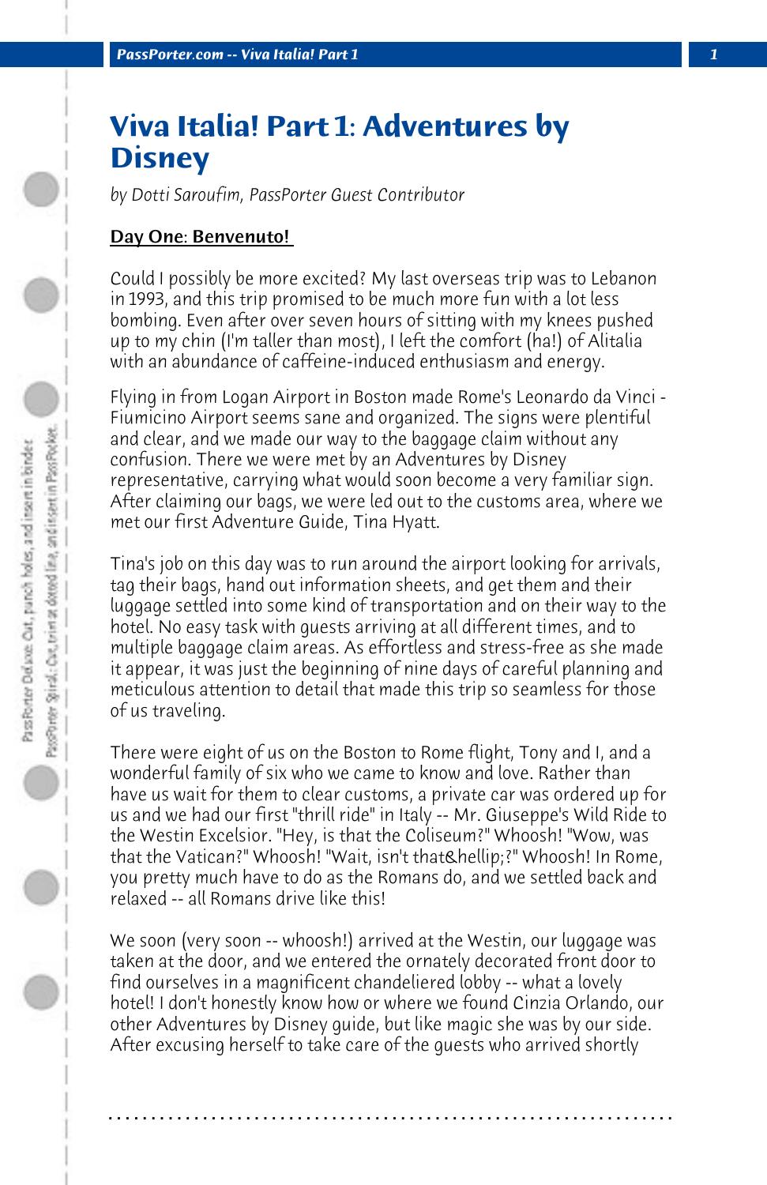# Viva Italia! Part 1: Adventures by Disney

*by Dotti Saroufim, PassPorter Guest Contributor*

## Day One: Benvenuto!

Could I possibly be more excited? My last overseas trip was to Lebanon in 1993, and this trip promised to be much more fun with a lot less bombing. Even after over seven hours of sitting with my knees pushed up to my chin (I'm taller than most), I left the comfort (ha!) of Alitalia with an abundance of caffeine-induced enthusiasm and energy.

Flying in from Logan Airport in Boston made Rome's Leonardo da Vinci - Fiumicino Airport seems sane and organized. The signs were plentiful and clear, and we made our way to the baggage claim without any confusion. There we were met by an Adventures by Disney representative, carrying what would soon become a very familiar sign. After claiming our bags, we were led out to the customs area, where we met our first Adventure Guide, Tina Hyatt.

Tina's job on this day was to run around the airport looking for arrivals, tag their bags, hand out information sheets, and get them and their luggage settled into some kind of transportation and on their way to the hotel. No easy task with guests arriving at all different times, and to multiple baggage claim areas. As effortless and stress-free as she made it appear, it was just the beginning of nine days of careful planning and meticulous attention to detail that made this trip so seamless for those of us traveling.

There were eight of us on the Boston to Rome flight, Tony and I, and a wonderful family of six who we came to know and love. Rather than have us wait for them to clear customs, a private car was ordered up for us and we had our first "thrill ride" in Italy -- Mr. Giuseppe's Wild Ride to the Westin Excelsior. "Hey, is that the Coliseum?" Whoosh! "Wow, was that the Vatican?" Whoosh! "Wait, isn't that&hellip;?" Whoosh! In Rome, you pretty much have to do as the Romans do, and we settled back and relaxed -- all Romans drive like this!

We soon (very soon -- whoosh!) arrived at the Westin, our luggage was taken at the door, and we entered the ornately decorated front door to find ourselves in a magnificent chandeliered lobby -- what a lovely hotel! I don't honestly know how or where we found Cinzia Orlando, our other Adventures by Disney guide, but like magic she was by our side. After excusing herself to take care of the guests who arrived shortly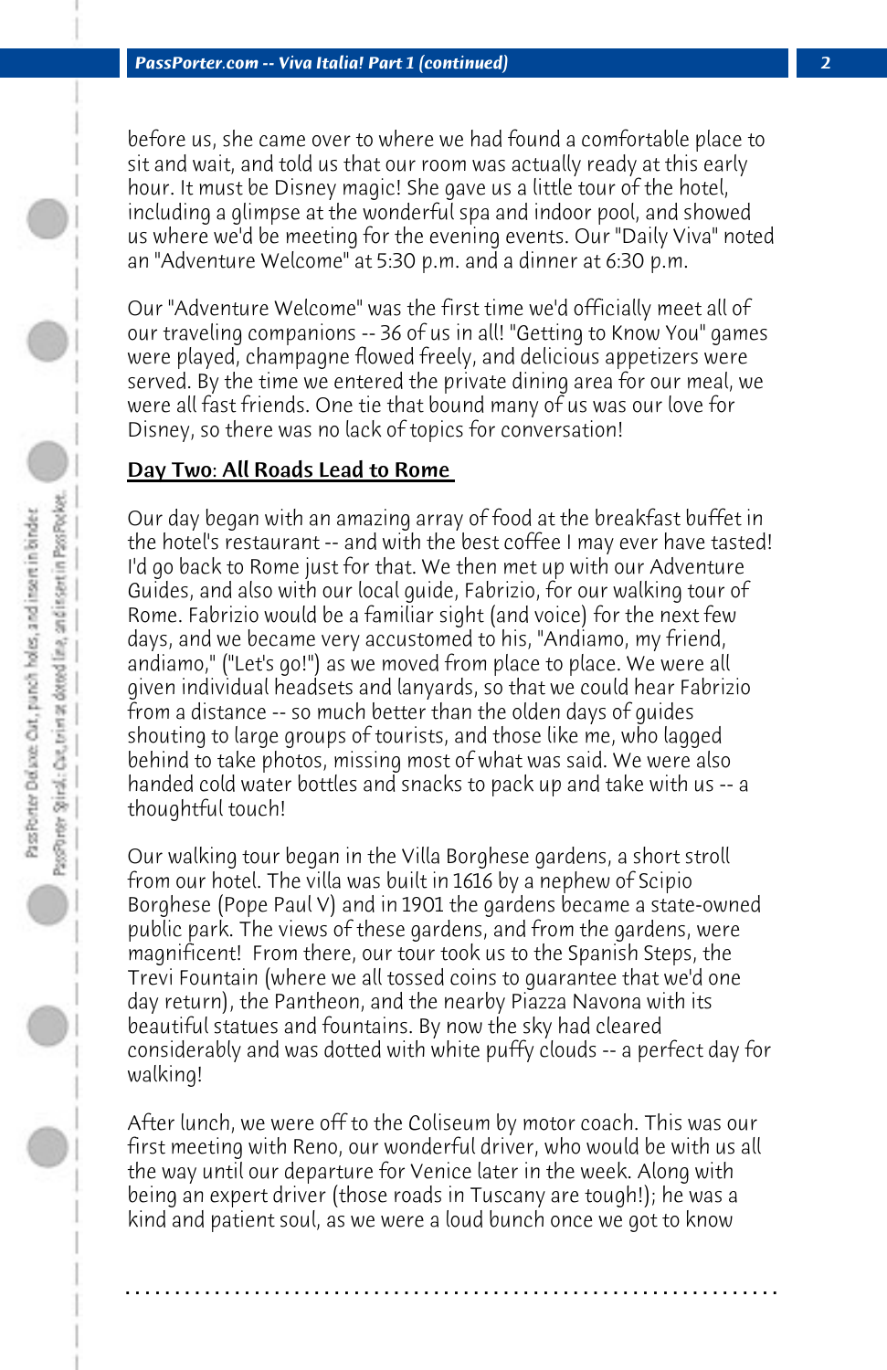before us, she came over to where we had found a comfortable place to sit and wait, and told us that our room was actually ready at this early hour. It must be Disney magic! She gave us a little tour of the hotel, including a glimpse at the wonderful spa and indoor pool, and showed us where we'd be meeting for the evening events. Our "Daily Viva" noted an "Adventure Welcome" at 5:30 p.m. and a dinner at 6:30 p.m.

Our "Adventure Welcome" was the first time we'd officially meet all of our traveling companions -- 36 of us in all! "Getting to Know You" games were played, champagne flowed freely, and delicious appetizers were served. By the time we entered the private dining area for our meal, we were all fast friends. One tie that bound many of us was our love for Disney, so there was no lack of topics for conversation!

## Day Two: All Roads Lead to Rome

Our day began with an amazing array of food at the breakfast buffet in the hotel's restaurant -- and with the best coffee I may ever have tasted! I'd go back to Rome just for that. We then met up with our Adventure Guides, and also with our local guide, Fabrizio, for our walking tour of Rome. Fabrizio would be a familiar sight (and voice) for the next few days, and we became very accustomed to his, "Andiamo, my friend, andiamo," ("Let's go!") as we moved from place to place. We were all given individual headsets and lanyards, so that we could hear Fabrizio from a distance -- so much better than the olden days of guides shouting to large groups of tourists, and those like me, who lagged behind to take photos, missing most of what was said. We were also handed cold water bottles and snacks to pack up and take with us -- a thoughtful touch!

Our walking tour began in the Villa Borghese gardens, a short stroll from our hotel. The villa was built in 1616 by a nephew of Scipio Borghese (Pope Paul V) and in 1901 the gardens became a state-owned public park. The views of these gardens, and from the gardens, were magnificent! From there, our tour took us to the Spanish Steps, the Trevi Fountain (where we all tossed coins to guarantee that we'd one day return), the Pantheon, and the nearby Piazza Navona with its beautiful statues and fountains. By now the sky had cleared considerably and was dotted with white puffy clouds -- a perfect day for walking!

After lunch, we were off to the Coliseum by motor coach. This was our first meeting with Reno, our wonderful driver, who would be with us all the way until our departure for Venice later in the week. Along with being an expert driver (those roads in Tuscany are tough!); he was a kind and patient soul, as we were a loud bunch once we got to know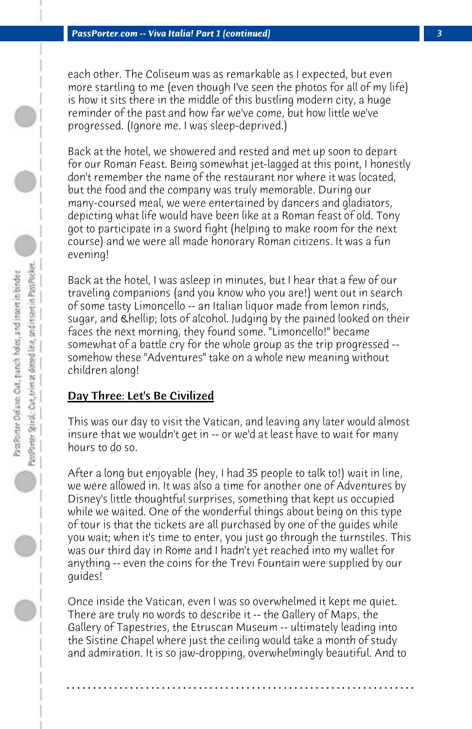each other. The Coliseum was as remarkable as I expected, but even more startling to me (even though I've seen the photos for all of my life) is how it sits there in the middle of this bustling modern city, a huge reminder of the past and how far we've come, but how little we've progressed. (Ignore me. I was sleep-deprived.)

Back at the hotel, we showered and rested and met up soon to depart for our Roman Feast. Being somewhat jet-lagged at this point, I honestly don't remember the name of the restaurant nor where it was located, but the food and the company was truly memorable. During our many-coursed meal, we were entertained by dancers and gladiators, depicting what life would have been like at a Roman feast of old. Tony got to participate in a sword fight (helping to make room for the next course) and we were all made honorary Roman citizens. It was a fun evening!

Back at the hotel, I was asleep in minutes, but I hear that a few of our traveling companions (and you know who you are!) went out in search of some tasty Limoncello -- an Italian liquor made from lemon rinds, sugar, and &hellip; lots of alcohol. Judging by the pained looked on their faces the next morning, they found some. "Limoncello!" became somewhat of a battle cry for the whole group as the trip progressed -- somehow these "Adventures" take on a whole new meaning without children along!

## Day Three: Let's Be Civilized

This was our day to visit the Vatican, and leaving any later would almost insure that we wouldn't get in -- or we'd at least have to wait for many hours to do so.

After a long but enjoyable (hey, I had 35 people to talk to!) wait in line, we were allowed in. It was also a time for another one of Adventures by Disney's little thoughtful surprises, something that kept us occupied while we waited. One of the wonderful things about being on this type of tour is that the tickets are all purchased by one of the guides while you wait; when it's time to enter, you just go through the turnstiles. This was our third day in Rome and I hadn't yet reached into my wallet for anything -- even the coins for the Trevi Fountain were supplied by our guides!

Once inside the Vatican, even I was so overwhelmed it kept me quiet. There are truly no words to describe it -- the Gallery of Maps, the Gallery of Tapestries, the Etruscan Museum -- ultimately leading into the Sistine Chapel where just the ceiling would take a month of study and admiration. It is so jaw-dropping, overwhelmingly beautiful. And to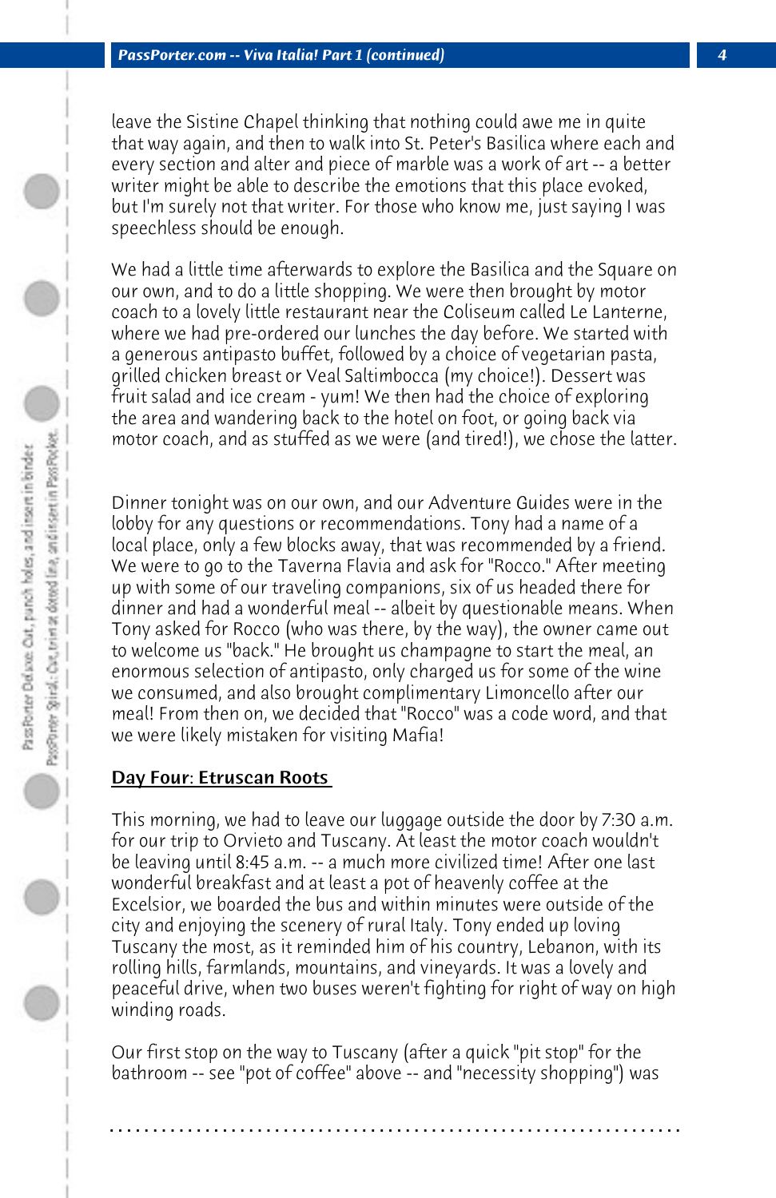leave the Sistine Chapel thinking that nothing could awe me in quite that way again, and then to walk into St. Peter's Basilica where each and every section and alter and piece of marble was a work of art -- a better writer might be able to describe the emotions that this place evoked, but I'm surely not that writer. For those who know me, just saying I was speechless should be enough.

We had a little time afterwards to explore the Basilica and the Square on our own, and to do a little shopping. We were then brought by motor coach to a lovely little restaurant near the Coliseum called Le Lanterne, where we had pre-ordered our lunches the day before. We started with a generous antipasto buffet, followed by a choice of vegetarian pasta, grilled chicken breast or Veal Saltimbocca (my choice!). Dessert was fruit salad and ice cream - yum! We then had the choice of exploring the area and wandering back to the hotel on foot, or going back via motor coach, and as stuffed as we were (and tired!), we chose the latter.

Dinner tonight was on our own, and our Adventure Guides were in the lobby for any questions or recommendations. Tony had a name of a local place, only a few blocks away, that was recommended by a friend. We were to go to the Taverna Flavia and ask for "Rocco." After meeting up with some of our traveling companions, six of us headed there for dinner and had a wonderful meal -- albeit by questionable means. When Tony asked for Rocco (who was there, by the way), the owner came out to welcome us "back." He brought us champagne to start the meal, an enormous selection of antipasto, only charged us for some of the wine we consumed, and also brought complimentary Limoncello after our meal! From then on, we decided that "Rocco" was a code word, and that we were likely mistaken for visiting Mafia!

## Day Four: Etruscan Roots

This morning, we had to leave our luggage outside the door by 7:30 a.m. for our trip to Orvieto and Tuscany. At least the motor coach wouldn't be leaving until 8:45 a.m. -- a much more civilized time! After one last wonderful breakfast and at least a pot of heavenly coffee at the Excelsior, we boarded the bus and within minutes were outside of the city and enjoying the scenery of rural Italy. Tony ended up loving Tuscany the most, as it reminded him of his country, Lebanon, with its rolling hills, farmlands, mountains, and vineyards. It was a lovely and peaceful drive, when two buses weren't fighting for right of way on high winding roads.

Our first stop on the way to Tuscany (after a quick "pit stop" for the bathroom -- see "pot of coffee" above -- and "necessity shopping") was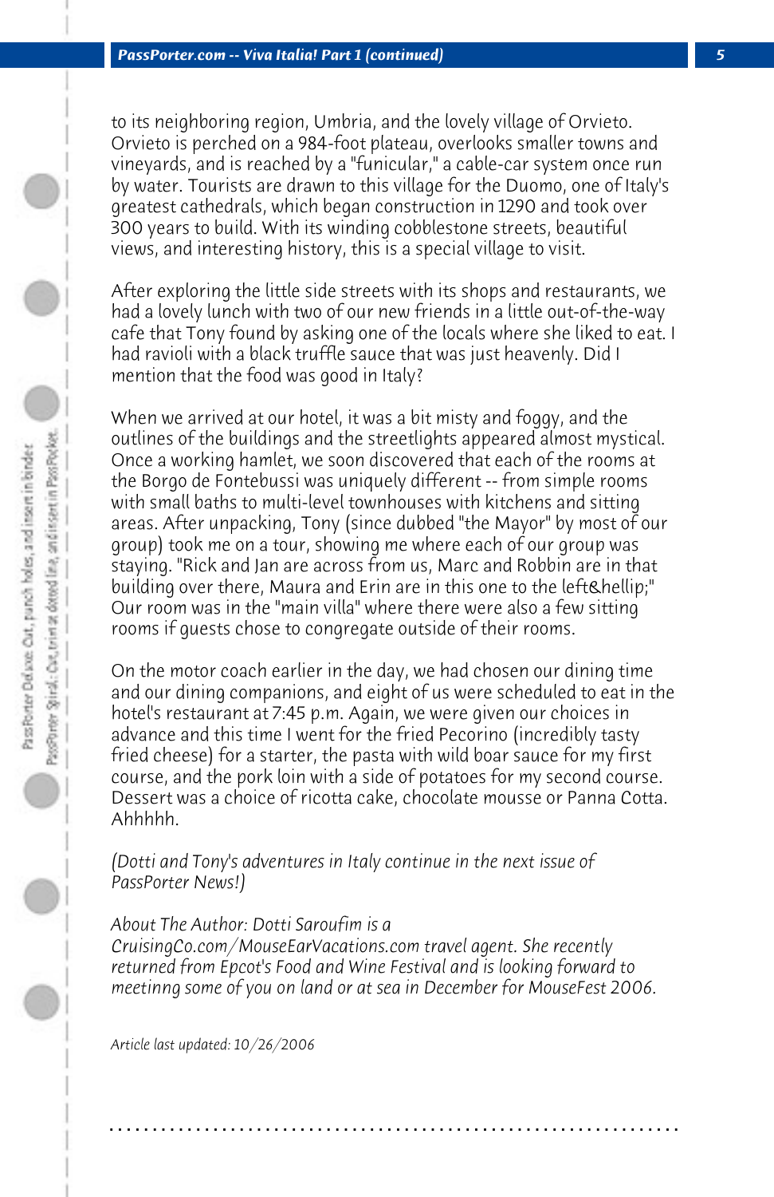to its neighboring region, Umbria, and the lovely village of Orvieto. Orvieto is perched on a 984-foot plateau, overlooks smaller towns and vineyards, and is reached by a "funicular," a cable-car system once run by water. Tourists are drawn to this village for the Duomo, one of Italy's greatest cathedrals, which began construction in 1290 and took over 300 years to build. With its winding cobblestone streets, beautiful views, and interesting history, this is a special village to visit.

After exploring the little side streets with its shops and restaurants, we had a lovely lunch with two of our new friends in a little out-of-the-way cafe that Tony found by asking one of the locals where she liked to eat. I had ravioli with a black truffle sauce that was just heavenly. Did I mention that the food was good in Italy?

When we arrived at our hotel, it was a bit misty and foggy, and the outlines of the buildings and the streetlights appeared almost mystical. Once a working hamlet, we soon discovered that each of the rooms at the Borgo de Fontebussi was uniquely different -- from simple rooms with small baths to multi-level townhouses with kitchens and sitting areas. After unpacking, Tony (since dubbed "the Mayor" by most of our group) took me on a tour, showing me where each of our group was staying. "Rick and Jan are across from us, Marc and Robbin are in that building over there, Maura and Erin are in this one to the left&hellip;" Our room was in the "main villa" where there were also a few sitting rooms if guests chose to congregate outside of their rooms.

On the motor coach earlier in the day, we had chosen our dining time and our dining companions, and eight of us were scheduled to eat in the hotel's restaurant at 7:45 p.m. Again, we were given our choices in advance and this time I went for the fried Pecorino (incredibly tasty fried cheese) for a starter, the pasta with wild boar sauce for my first course, and the pork loin with a side of potatoes for my second course. Dessert was a choice of ricotta cake, chocolate mousse or Panna Cotta. Ahhhhh.

*(Dotti and Tony's adventures in Italy continue in the next issue of PassPorter News!)*

*About The Author: Dotti Saroufim is a CruisingCo.com/MouseEarVacations.com travel agent. She recently returned from Epcot's Food and Wine Festival and is looking forward to meetinng some of you on land or at sea in December for MouseFest 2006.*

*Article last updated: 10/26/2006*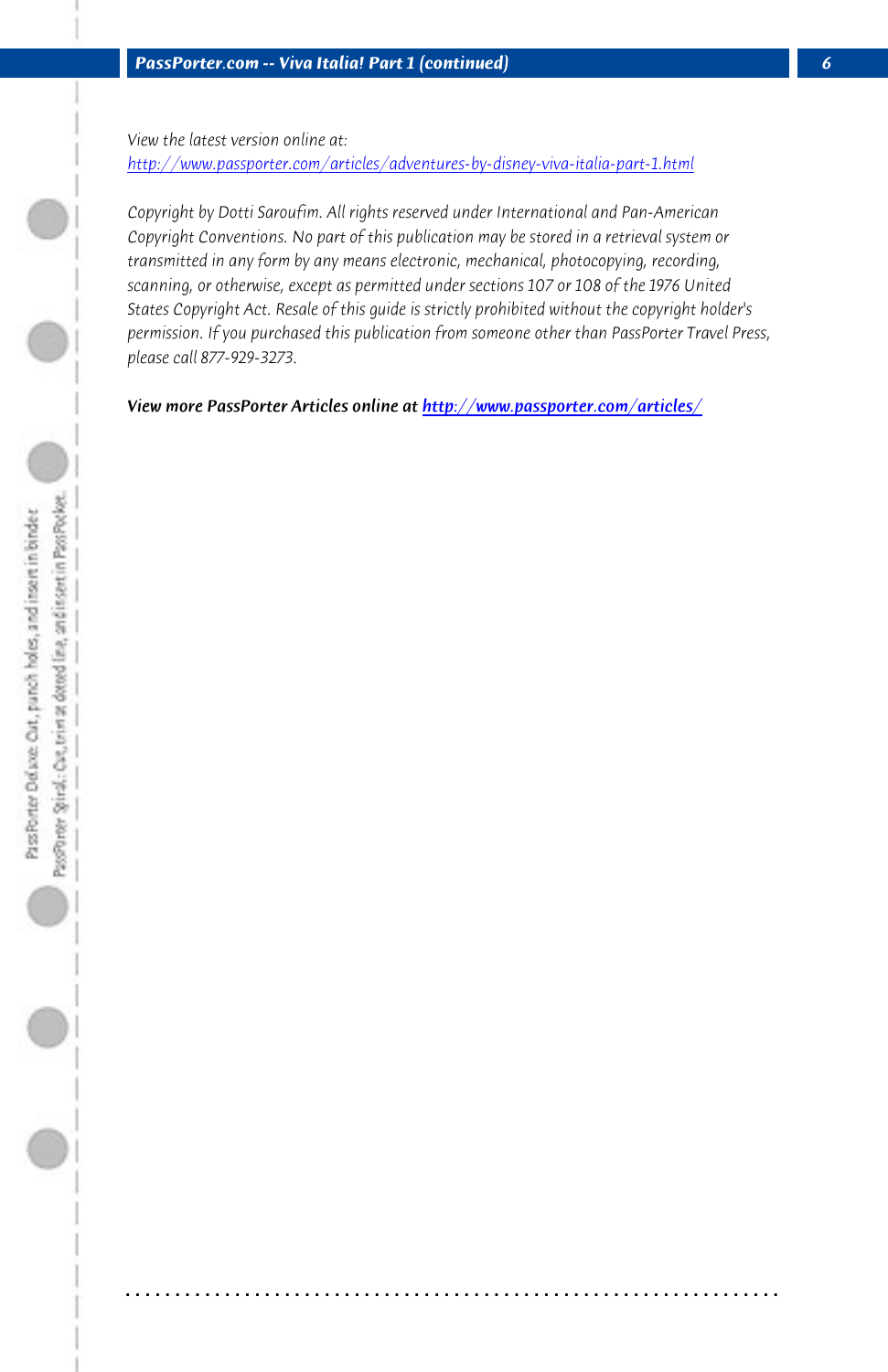*View the latest version online at:*
*[http://www.passporter.com/articles/adventures-by-disney-viva-italia-part-1.html](http://www.passporter.com/articles/adventures-by-disney-viva-italia-part-1.html)*

*Copyright by Dotti Saroufim. All rights reserved under International and Pan-American Copyright Conventions. No part of this publication may be stored in a retrieval system or transmitted in any form by any means electronic, mechanical, photocopying, recording, scanning, or otherwise, except as permitted under sections 107 or 108 of the 1976 United States Copyright Act. Resale of this guide is strictly prohibited without the copyright holder's permission. If you purchased this publication from someone other than PassPorter Travel Press, please call 877-929-3273.*

***View more PassPorter Articles online at [http://www.passporter.com/articles/](http://www.passporter.com/articles/)***